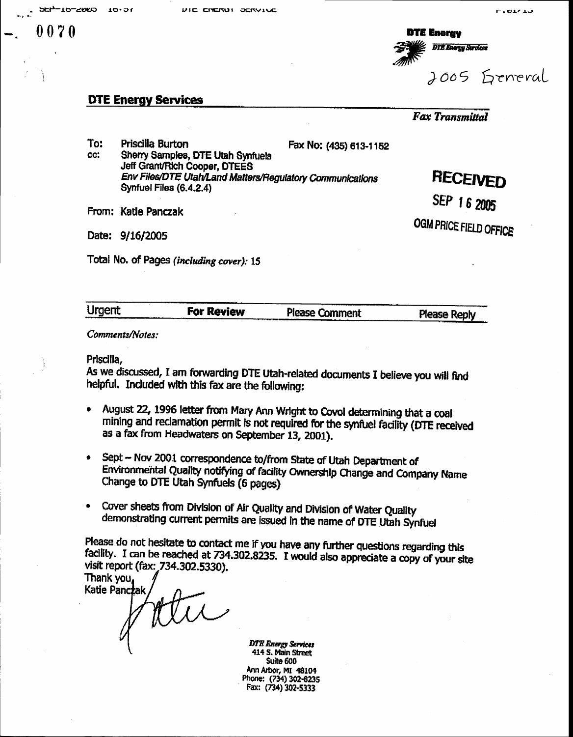0070

**DTE Energy**
*DTE Energy Services*

2005 General

## DTE Energy Services

*Fax Transmittal*

To: Priscilla Burton  Fax No: (435) 613-1152
cc: Sherry Samples, DTE Utah Synfuels
Jeff Grant/Rich Cooper, DTEES
*Env Files/DTE Utah/Land Matters/Regulatory Communications*
Synfuel Files (6.4.2.4)

**RECEIVED**
SEP 16 2005
OGM PRICE FIELD OFFICE

From: Katie Panczak

Date: 9/16/2005

Total No. of Pages *(including cover)*: 15

| Urgent | **For Review** | Please Comment | Please Reply |
|---|---|---|---|

*Comments/Notes:*

Priscilla,

As we discussed, I am forwarding DTE Utah-related documents I believe you will find helpful. Included with this fax are the following:

- August 22, 1996 letter from Mary Ann Wright to Covol determining that a coal mining and reclamation permit is not required for the synfuel facility (DTE received as a fax from Headwaters on September 13, 2001).
- Sept – Nov 2001 correspondence to/from State of Utah Department of Environmental Quality notifying of facility Ownership Change and Company Name Change to DTE Utah Synfuels (6 pages)
- Cover sheets from Division of Air Quality and Division of Water Quality demonstrating current permits are issued in the name of DTE Utah Synfuel

Please do not hesitate to contact me if you have any further questions regarding this facility. I can be reached at 734.302.8235. I would also appreciate a copy of your site visit report (fax: 734.302.5330).

Thank you,
Katie Panczak

*DTE Energy Services*
414 S. Main Street
Suite 600
Ann Arbor, MI 48104
Phone: (734) 302-8235
Fax: (734) 302-5333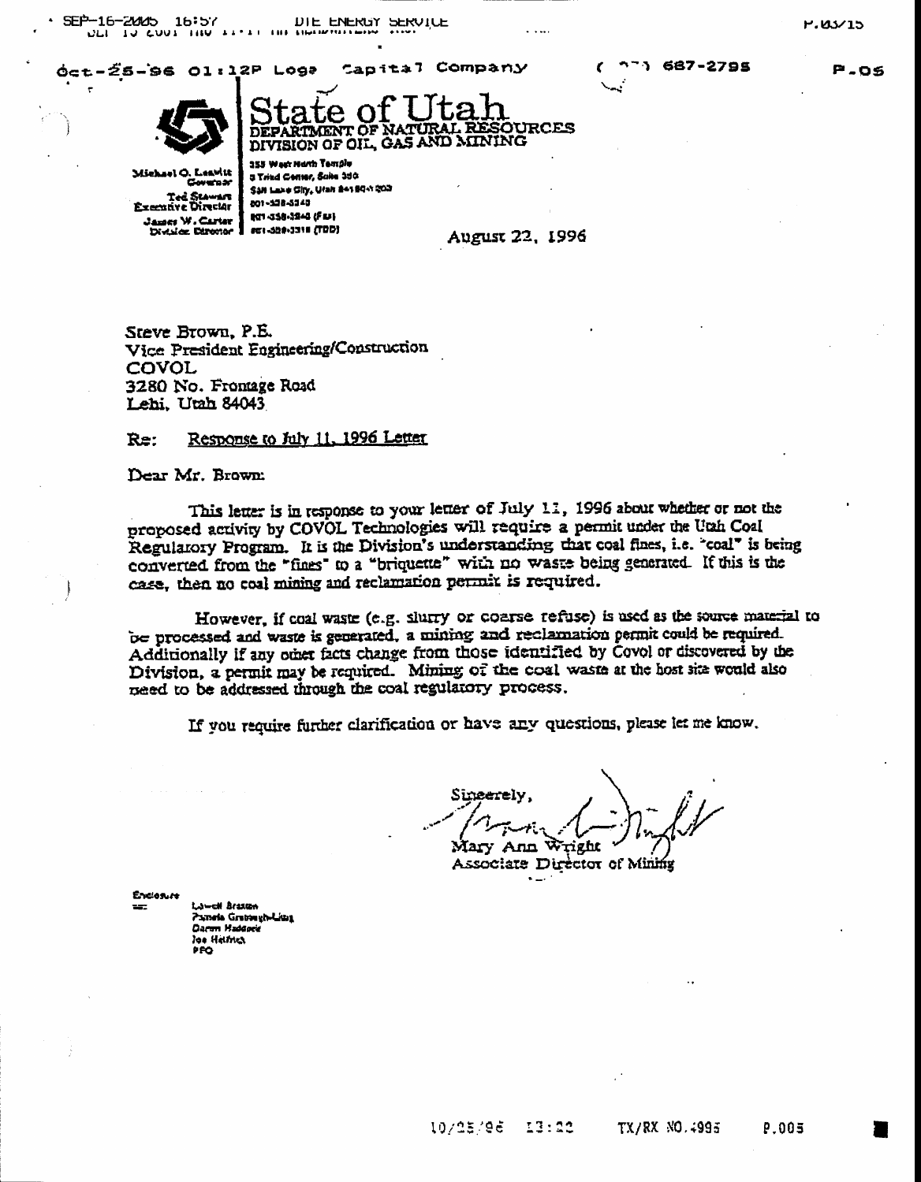# State of Utah

DEPARTMENT OF NATURAL RESOURCES
DIVISION OF OIL, GAS AND MINING

Michael O. Leavitt
Governor
Ted Stewart
Executive Director
James W. Carter
Division Director

355 West North Temple
3 Triad Center, Suite 350
Salt Lake City, Utah 84180-1203
801-538-5340
801-359-3940 (Fax)
801-538-7223 (TDD)

August 22, 1996

Steve Brown, P.E.
Vice President Engineering/Construction
COVOL
3280 No. Frontage Road
Lehi, Utah 84043

Re: Response to July 11, 1996 Letter

Dear Mr. Brown:

This letter is in response to your letter of July 11, 1996 about whether or not the proposed activity by COVOL Technologies will require a permit under the Utah Coal Regulatory Program. It is the Division's understanding that coal fines, i.e. "coal" is being converted from the "fines" to a "briquette" with no waste being generated. If this is the case, then no coal mining and reclamation permit is required.

However, if coal waste (e.g. slurry or coarse refuse) is used as the source material to be processed and waste is generated, a mining and reclamation permit could be required. Additionally if any other facts change from those identified by Covol or discovered by the Division, a permit may be required. Mining of the coal waste at the host site would also need to be addressed through the coal regulatory process.

If you require further clarification or have any questions, please let me know.

Sincerely,

Mary Ann Wright
Associate Director of Mining

Enclosure
cc: Lowell Braxton
Pamela Grubaugh-Littig
Daron Haddock
Joe Helfrich
PFO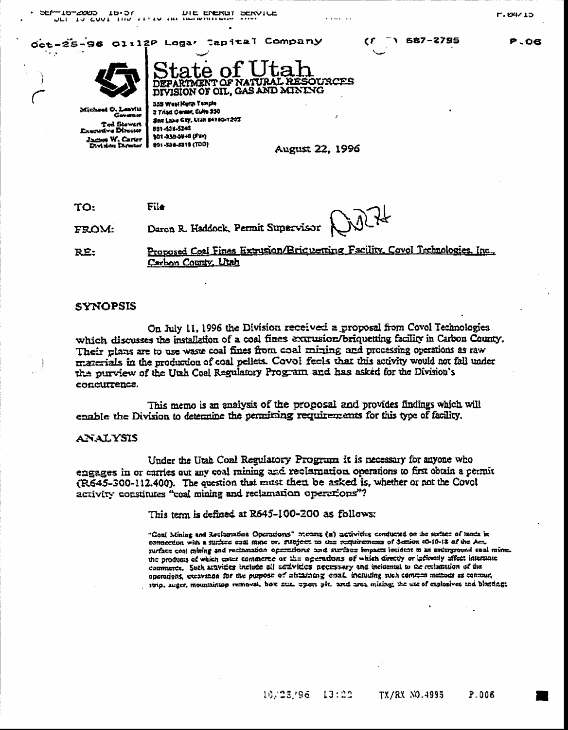# State of Utah

DEPARTMENT OF NATURAL RESOURCES
DIVISION OF OIL, GAS AND MINING

Michael O. Leavitt, Governor
Ted Stewart, Executive Director
James W. Carter, Division Director

355 West North Temple
3 Triad Center, Suite 350
Salt Lake City, Utah 84180-1203
801-538-5340
801-359-3940 (Fax)
801-538-5319 (TDD)

August 22, 1996

TO: File

FROM: Daron R. Haddock, Permit Supervisor

RE: Proposed Coal Fines Extrusion/Briquetting Facility, Covol Technologies, Inc., Carbon County, Utah

## SYNOPSIS

On July 11, 1996 the Division received a proposal from Covol Technologies which discusses the installation of a coal fines extrusion/briquetting facility in Carbon County. Their plans are to use waste coal fines from coal mining and processing operations as raw materials in the production of coal pellets. Covol feels that this activity would not fall under the purview of the Utah Coal Regulatory Program and has asked for the Division's concurrence.

This memo is an analysis of the proposal and provides findings which will enable the Division to determine the permitting requirements for this type of facility.

## ANALYSIS

Under the Utah Coal Regulatory Program it is necessary for anyone who engages in or carries out any coal mining and reclamation operations to first obtain a permit (R645-300-112.400). The question that must then be asked is, whether or not the Covol activity constitutes "coal mining and reclamation operations"?

This term is defined at R645-100-200 as follows:

"Coal Mining and Reclamation Operations" means (a) activities conducted on the surface of lands in connection with a surface coal mine or, subject to the requirements of Section 40-10-18 of the Act, surface coal mining and reclamation operations and surface impacts incident to an underground coal mine, the products of which enter commerce or the operations of which directly or indirectly affect interstate commerce. Such activities include all activities necessary and incidental to the reclamation of the operations, excavation for the purpose of obtaining coal, including such common methods as contour, strip, auger, mountaintop removal, box cut, open pit, and area mining; the use of explosives and blasting;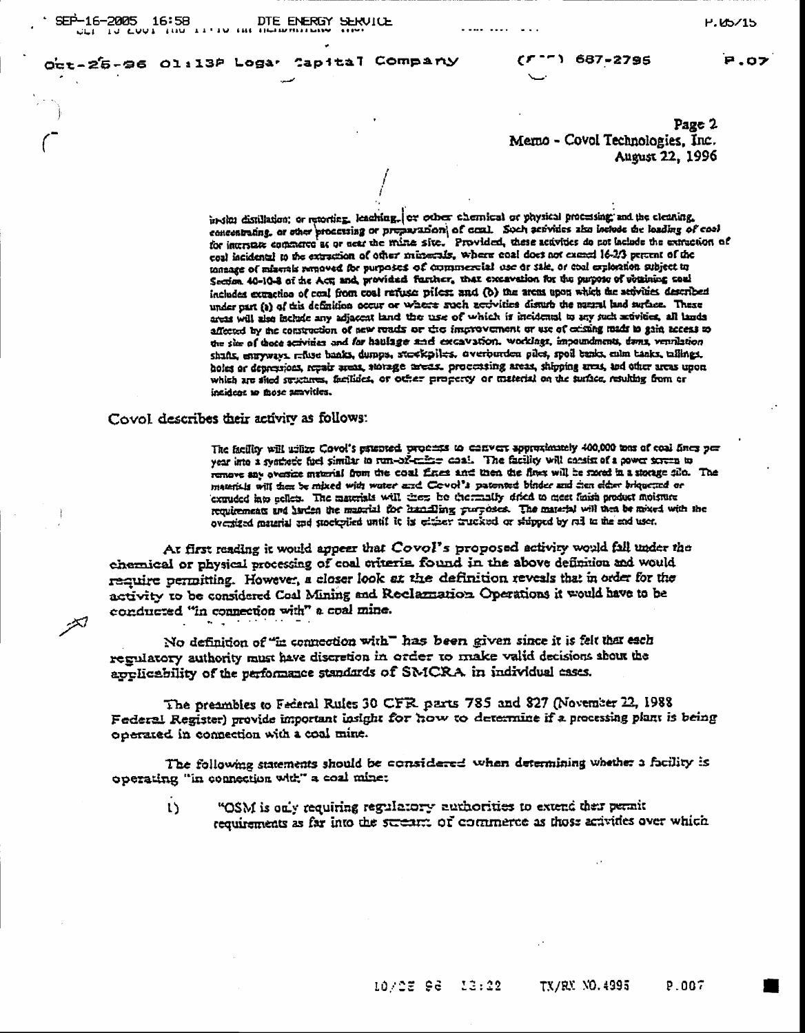Page 2
Memo - Covol Technologies, Inc.
August 22, 1996

> in-situ distillation; or retorting, leaching, or other chemical or physical processing; and the cleaning, concentrating, or other processing or preparation of coal. Such activities also include the loading of coal for interstate commerce at or near the mine site. Provided, these activities do not include the extraction of coal incidental to the extraction of other minerals, where coal does not exceed 16-2/3 percent of the tonnage of minerals removed for purposes of commercial use or sale, or coal exploration subject to Section 40-10-8 of the Act; and, provided further, that excavation for the purpose of obtaining coal includes extraction of coal from coal refuse piles; and (b) the areas upon which the activities described under part (a) of this definition occur or where such activities disturb the natural land surface. These areas will also include any adjacent land the use of which is incidental to any such activities, all lands affected by the construction of new roads or the improvement or use of existing roads to gain access to the site of those activities and for haulage and excavation, workings, impoundments, dams, ventilation shafts, entryways, refuse banks, dumps, stockpiles, overburden piles, spoil banks, culm banks, tailings, holes or depressions, repair areas, storage areas, processing areas, shipping areas, and other areas upon which are sited structures, facilities, or other property or material on the surface, resulting from or incident to those activities.

Covol describes their activity as follows:

> The facility will utilize Covol's patented process to convert approximately 400,000 tons of coal fines per year into a synthetic fuel similar to run-of-mine coal. The facility will consist of a power screen to remove any oversize material from the coal fines and then the fines will be stored in a storage silo. The materials will then be mixed with water and Covol's patented binder and then either briquetted or extruded into pellets. The materials will then be thermally dried to meet finish product moisture requirements and harden the material for handling purposes. The material will then be mixed with the oversized material and stockpiled until it is either trucked or shipped by rail to the end user.

At first reading it would appear that Covol's proposed activity would fall under the chemical or physical processing of coal criteria found in the above definition and would require permitting. However, a closer look at the definition reveals that in order for the activity to be considered Coal Mining and Reclamation Operations it would have to be conducted "in connection with" a coal mine.

No definition of "in connection with" has been given since it is felt that each regulatory authority must have discretion in order to make valid decisions about the applicability of the performance standards of SMCRA in individual cases.

The preambles to Federal Rules 30 CFR parts 785 and 827 (November 22, 1988 Federal Register) provide important insight for how to determine if a processing plant is being operated in connection with a coal mine.

The following statements should be considered when determining whether a facility is operating "in connection with" a coal mine:

1) "OSM is only requiring regulatory authorities to extend their permit requirements as far into the stream of commerce as those activities over which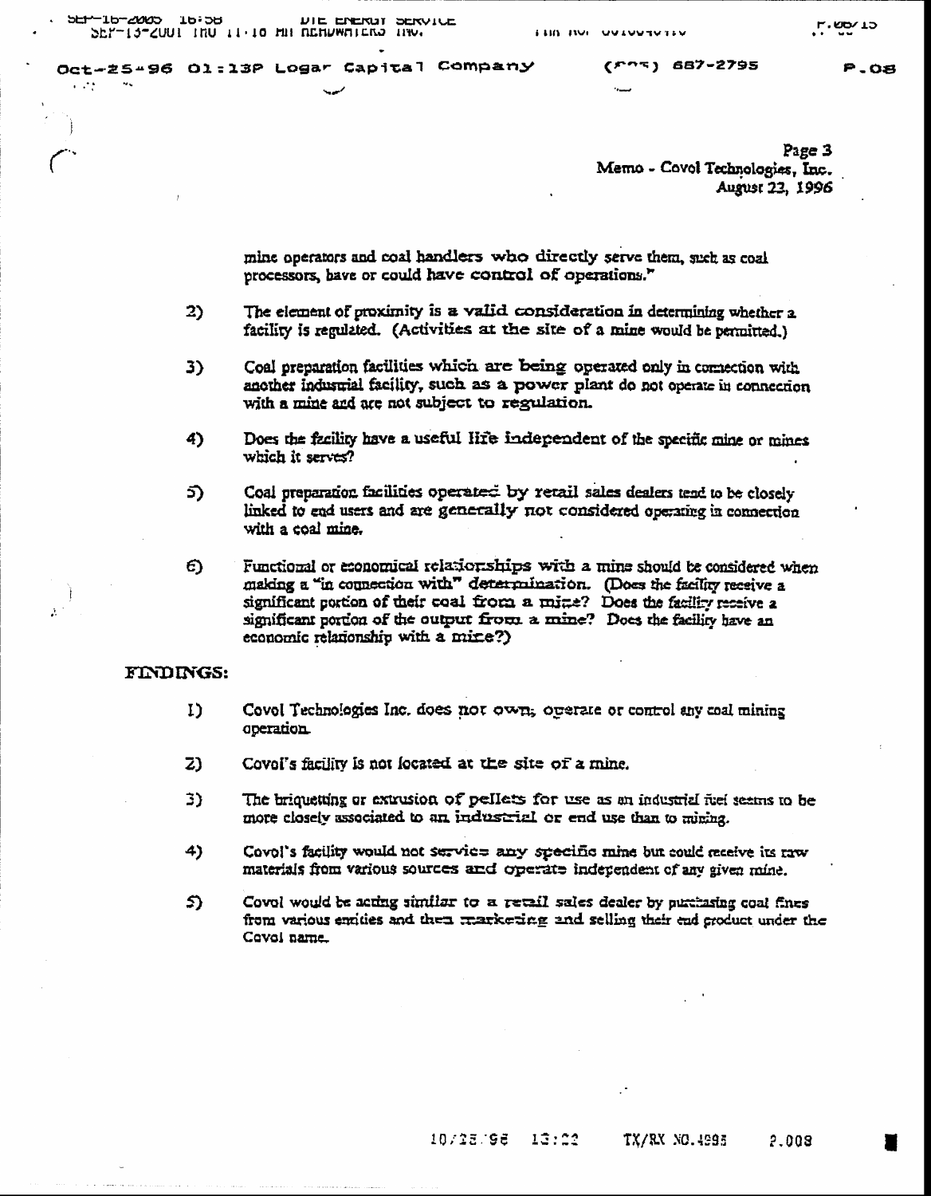mine operators and coal handlers who directly serve them, such as coal processors, have or could have control of operations."

2) The element of proximity is a valid consideration in determining whether a facility is regulated. (Activities at the site of a mine would be permitted.)

3) Coal preparation facilities which are being operated only in connection with another industrial facility, such as a power plant do not operate in connection with a mine and are not subject to regulation.

4) Does the facility have a useful life independent of the specific mine or mines which it serves?

5) Coal preparation facilities operated by retail sales dealers tend to be closely linked to end users and are generally not considered operating in connection with a coal mine.

6) Functional or economical relationships with a mine should be considered when making a "in connection with" determination. (Does the facility receive a significant portion of their coal from a mine? Does the facility receive a significant portion of the output from a mine? Does the facility have an economic relationship with a mine?)

**FINDINGS:**

1) Covol Technologies Inc. does not own, operate or control any coal mining operation.

2) Covol's facility is not located at the site of a mine.

3) The briquetting or extrusion of pellets for use as an industrial fuel seems to be more closely associated to an industrial or end use than to mining.

4) Covol's facility would not service any specific mine but could receive its raw materials from various sources and operate independent of any given mine.

5) Covol would be acting similar to a retail sales dealer by purchasing coal fines from various entities and then marketing and selling their end product under the Covol name.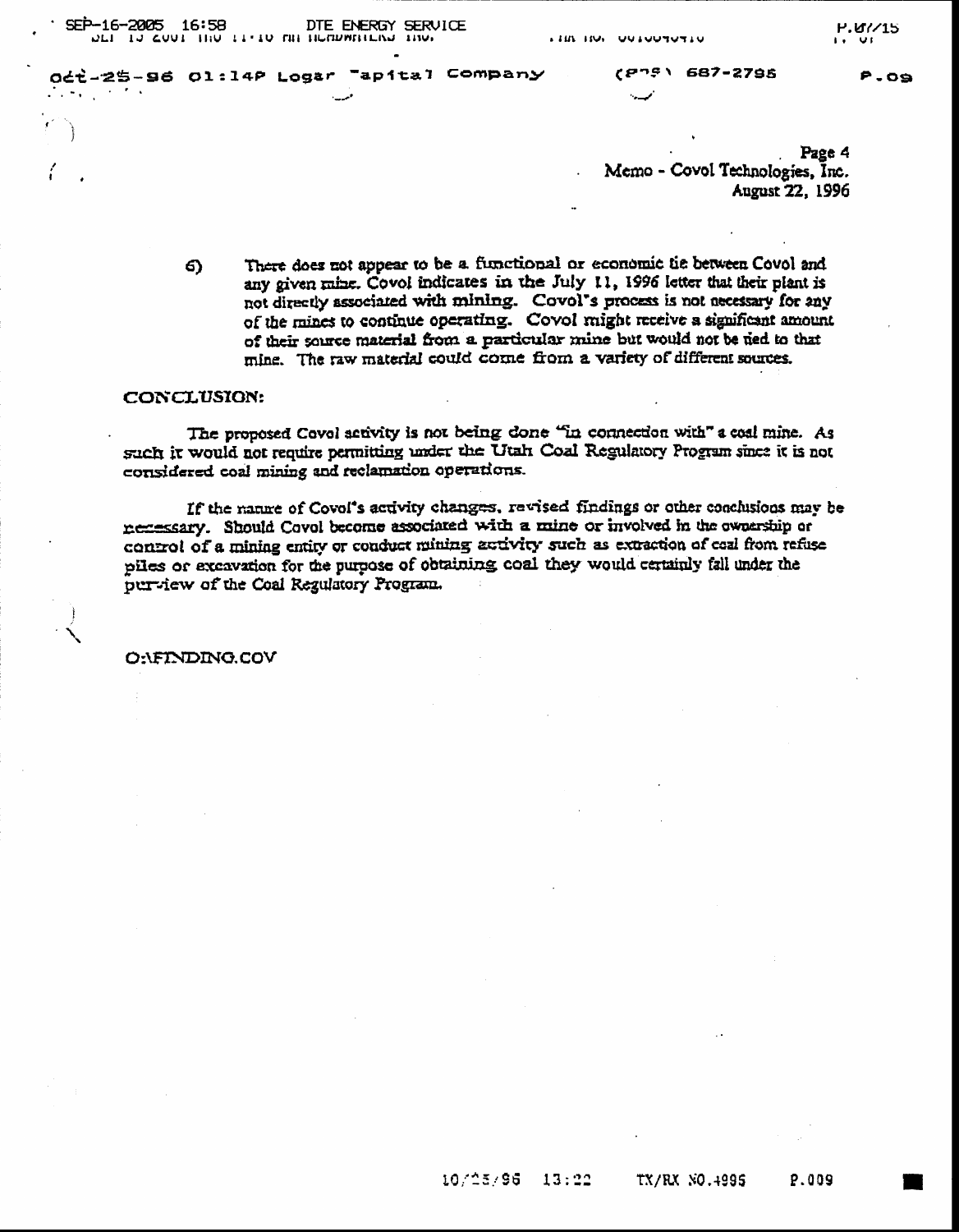6) There does not appear to be a functional or economic tie between Covol and any given mine. Covol indicates in the July 11, 1996 letter that their plant is not directly associated with mining. Covol's process is not necessary for any of the mines to continue operating. Covol might receive a significant amount of their source material from a particular mine but would not be tied to that mine. The raw material could come from a variety of different sources.

## CONCLUSION:

The proposed Covol activity is not being done "in connection with" a coal mine. As such it would not require permitting under the Utah Coal Regulatory Program since it is not considered coal mining and reclamation operations.

If the nature of Covol's activity changes, revised findings or other conclusions may be necessary. Should Covol become associated with a mine or involved in the ownership or control of a mining entity or conduct mining activity such as extraction of coal from refuse piles or excavation for the purpose of obtaining coal they would certainly fall under the purview of the Coal Regulatory Program.

O:\FINDING.COV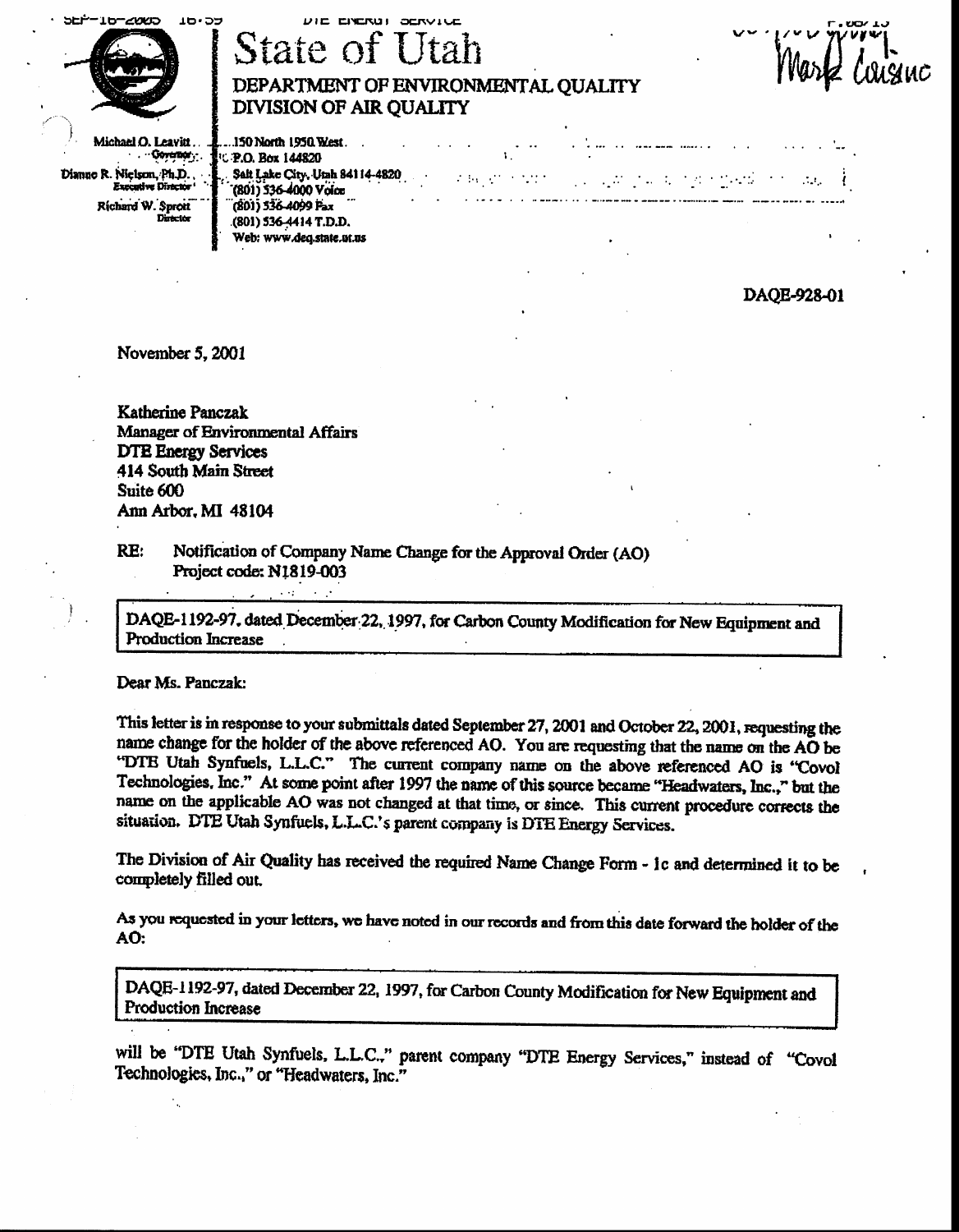# State of Utah

## DEPARTMENT OF ENVIRONMENTAL QUALITY
## DIVISION OF AIR QUALITY

Michael O. Leavitt
Governor
Dianne R. Nielson, Ph.D.
Executive Director
Richard W. Sprott
Director

150 North 1950 West
P.O. Box 144820
Salt Lake City, Utah 84114-4820
(801) 536-4000 Voice
(801) 536-4099 Fax
(801) 536-4414 T.D.D.
Web: www.deq.state.ut.us

Mark Cousino

DAQE-928-01

November 5, 2001

Katherine Panczak
Manager of Environmental Affairs
DTE Energy Services
414 South Main Street
Suite 600
Ann Arbor, MI 48104

RE: Notification of Company Name Change for the Approval Order (AO)
Project code: N1819-003

| DAQE-1192-97, dated December 22, 1997, for Carbon County Modification for New Equipment and Production Increase |
|---|

Dear Ms. Panczak:

This letter is in response to your submittals dated September 27, 2001 and October 22, 2001, requesting the name change for the holder of the above referenced AO. You are requesting that the name on the AO be "DTE Utah Synfuels, L.L.C." The current company name on the above referenced AO is "Covol Technologies, Inc." At some point after 1997 the name of this source became "Headwaters, Inc.," but the name on the applicable AO was not changed at that time, or since. This current procedure corrects the situation. DTE Utah Synfuels, L.L.C.'s parent company is DTE Energy Services.

The Division of Air Quality has received the required Name Change Form - 1c and determined it to be completely filled out.

As you requested in your letters, we have noted in our records and from this date forward the holder of the AO:

| DAQE-1192-97, dated December 22, 1997, for Carbon County Modification for New Equipment and Production Increase |
|---|

will be "DTE Utah Synfuels, L.L.C.," parent company "DTE Energy Services," instead of "Covol Technologies, Inc.," or "Headwaters, Inc."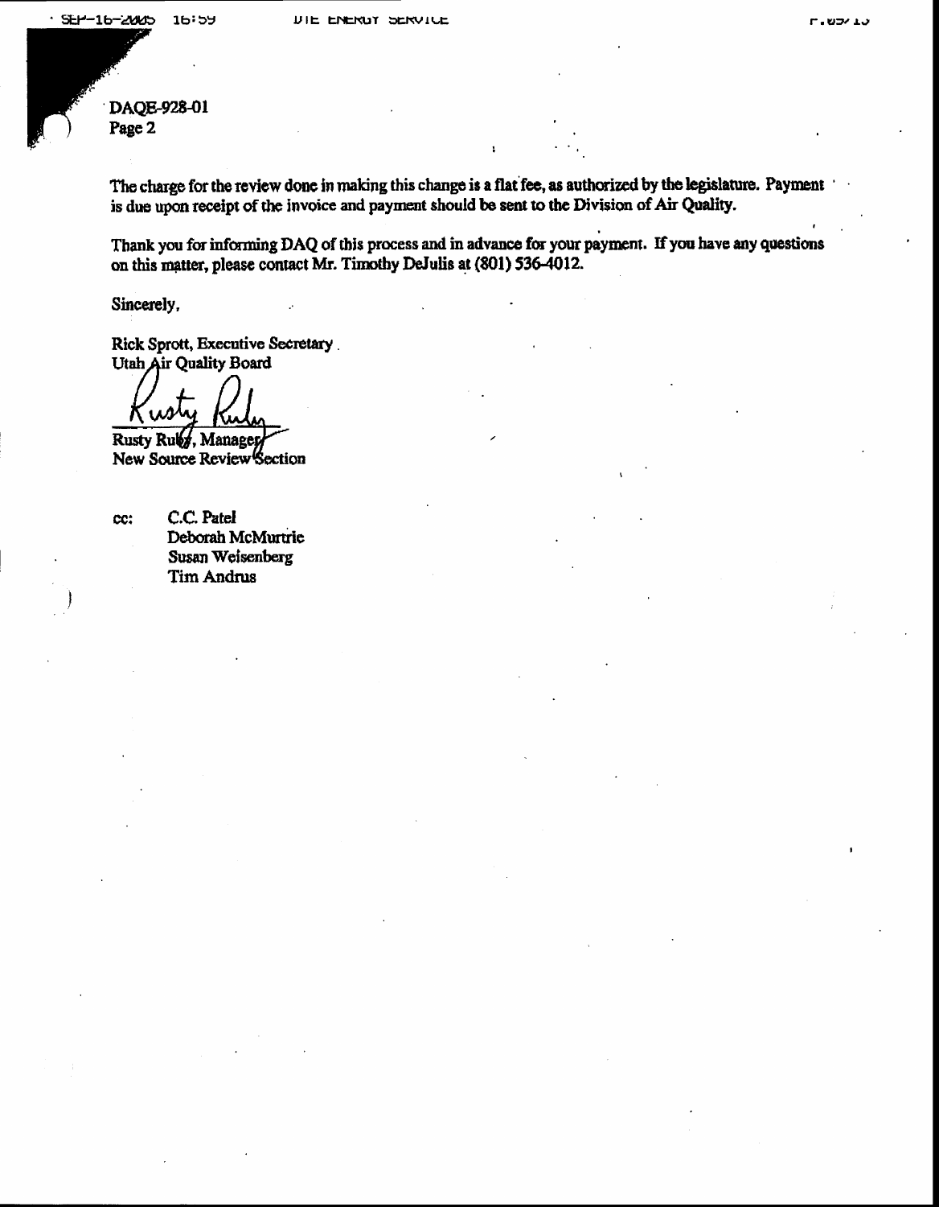DAQE-928-01
Page 2

The charge for the review done in making this change is a flat fee, as authorized by the legislature. Payment is due upon receipt of the invoice and payment should be sent to the Division of Air Quality.

Thank you for informing DAQ of this process and in advance for your payment. If you have any questions on this matter, please contact Mr. Timothy DeJulis at (801) 536-4012.

Sincerely,

Rick Sprott, Executive Secretary
Utah Air Quality Board

Rusty Ruby, Manager
New Source Review Section

cc: C.C. Patel
Deborah McMurtrie
Susan Weisenberg
Tim Andrus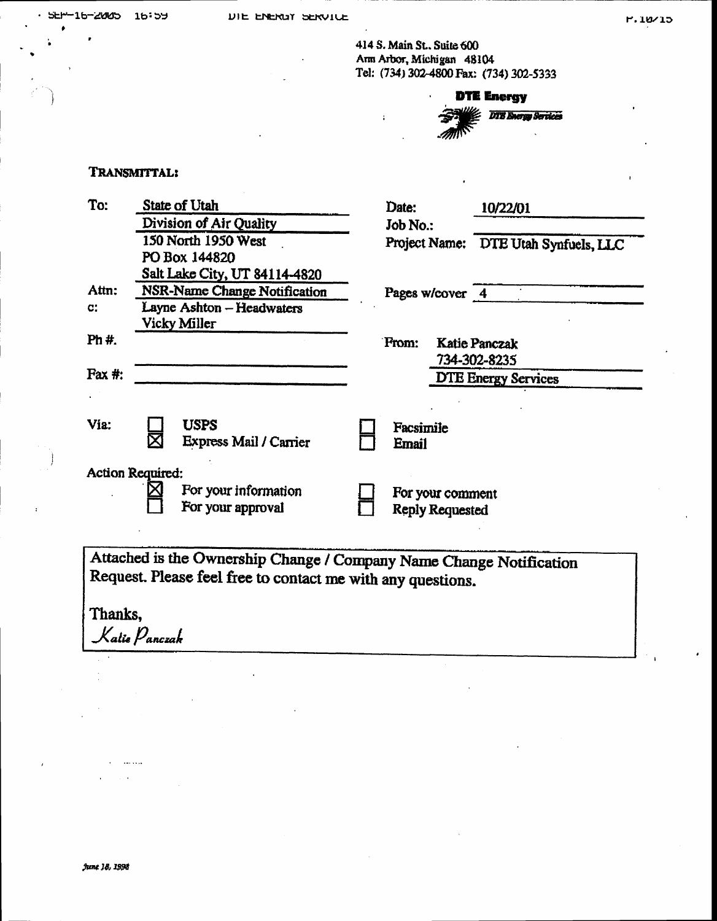414 S. Main St., Suite 600
Ann Arbor, Michigan 48104
Tel: (734) 302-4800 Fax: (734) 302-5333

**DTE Energy**
*DTE Energy Services*

**TRANSMITTAL:**

| | | | |
|---|---|---|---|
| To: | State of Utah<br>Division of Air Quality<br>150 North 1950 West<br>PO Box 144820<br>Salt Lake City, UT 84114-4820 | Date: | 10/22/01 |
| | | Job No.: | |
| | | Project Name: | DTE Utah Synfuels, LLC |
| Attn: | NSR-Name Change Notification | Pages w/cover | 4 |
| c: | Layne Ashton – Headwaters<br>Vicky Miller | | |
| Ph #. | | From: | Katie Panczak<br>734-302-8235<br>DTE Energy Services |
| Fax #: | | | |

Via:
- ☐ USPS
- ☒ Express Mail / Carrier
- ☐ Facsimile
- ☐ Email

Action Required:
- ☒ For your information
- ☐ For your approval
- ☐ For your comment
- ☐ Reply Requested

Attached is the Ownership Change / Company Name Change Notification Request. Please feel free to contact me with any questions.

Thanks,
*Katie Panczak*

*June 18, 1998*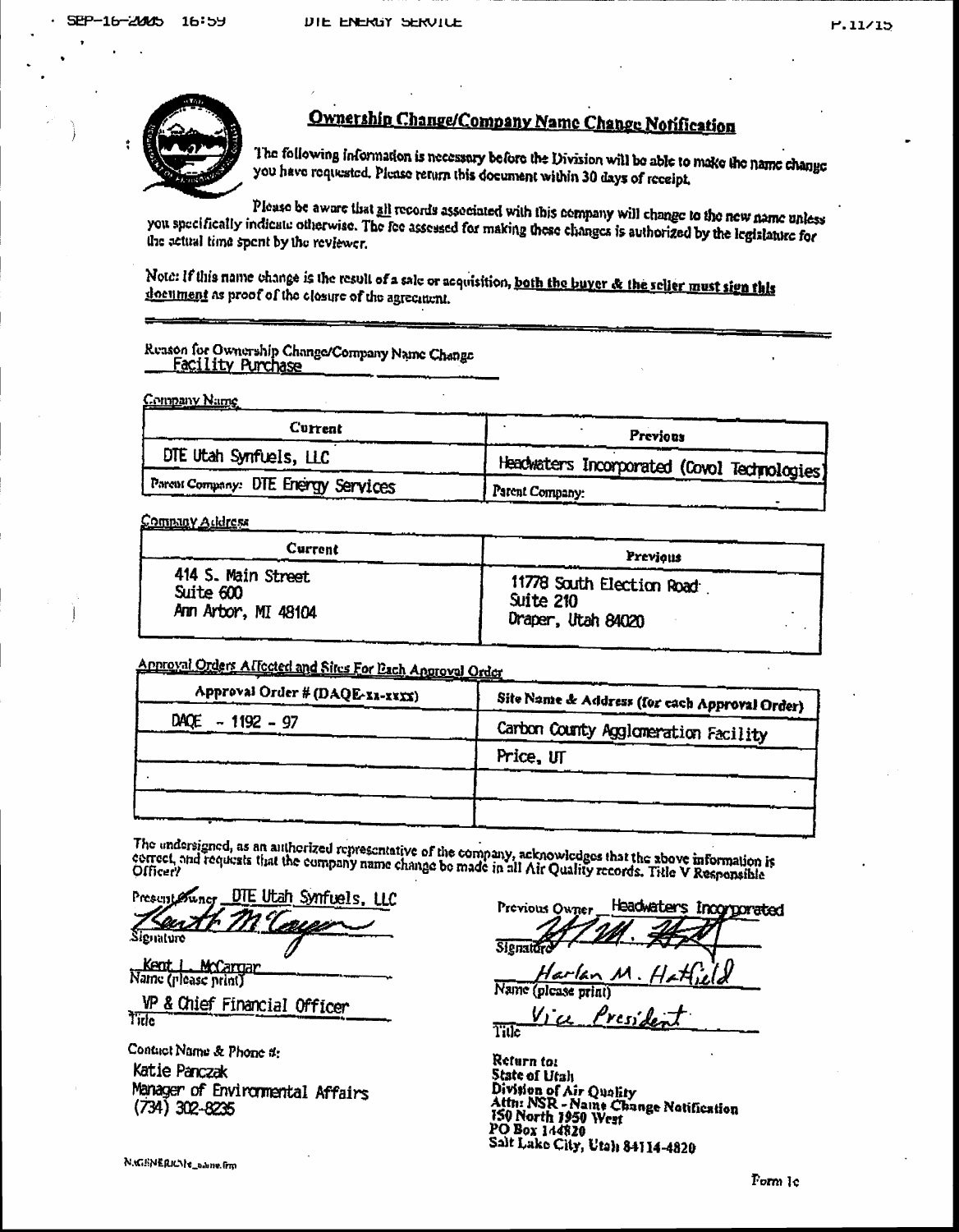## Ownership Change/Company Name Change Notification

The following information is necessary before the Division will be able to make the name change you have requested. Please return this document within 30 days of receipt.

Please be aware that all records associated with this company will change to the new name unless you specifically indicate otherwise. The fee assessed for making these changes is authorized by the legislature for the actual time spent by the reviewer.

Note: If this name change is the result of a sale or acquisition, **both the buyer & the seller must sign this document** as proof of the closure of the agreement.

Reason for Ownership Change/Company Name Change: Facility Purchase

**Company Name**

| Current | Previous |
|---|---|
| DTE Utah Synfuels, LLC | Headwaters Incorporated (Covol Technologies) |
| Parent Company: DTE Energy Services | Parent Company: |

**Company Address**

| Current | Previous |
|---|---|
| 414 S. Main Street<br>Suite 600<br>Ann Arbor, MI 48104 | 11778 South Election Road<br>Suite 210<br>Draper, Utah 84020 |

**Approval Orders Affected and Sites For Each Approval Order**

| Approval Order # (DAQE-xx-xxxx) | Site Name & Address (for each Approval Order) |
|---|---|
| DAQE - 1192 - 97 | Carbon County Agglomeration Facility |
| | Price, UT |
| | |
| | |

The undersigned, as an authorized representative of the company, acknowledges that the above information is correct, and requests that the company name change be made in all Air Quality records. Title V Responsible Officer?

Present Owner: DTE Utah Synfuels, LLC
Signature: [signature]
Name (please print): Kent L. McCargar
Title: VP & Chief Financial Officer

Contact Name & Phone #:
Katie Panczak
Manager of Environmental Affairs
(734) 302-8235

Previous Owner: Headwaters Incorporated
Signature: [signature]
Name (please print): Harlan M. Hatfield
Title: Vice President

**Return to:**
**State of Utah**
**Division of Air Quality**
**Attn: NSR - Name Change Notification**
**150 North 1950 West**
**PO Box 144820**
**Salt Lake City, Utah 84114-4820**

N:GENERIC\Ne_name.frm

Form 1c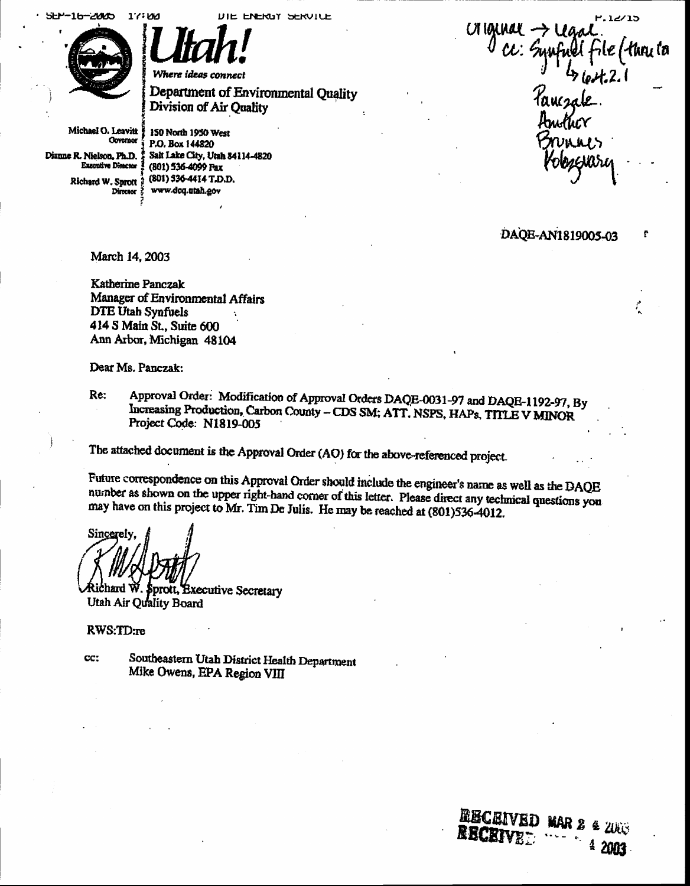Utah!

*Where ideas connect*

Department of Environmental Quality
Division of Air Quality

Michael O. Leavitt
Governor

Dianne R. Nielson, Ph.D.
Executive Director

Richard W. Sprott
Director

150 North 1950 West
P.O. Box 144820
Salt Lake City, Utah 84114-4820
(801) 536-4099 Fax
(801) 536-4414 T.D.D.
www.deq.utah.gov

Original → Legal
cc: Synfuel file (thru to 604.2.1)
Panczak
Author
Brunner
Kolozsvary

DAQE-AN1819005-03

March 14, 2003

Katherine Panczak
Manager of Environmental Affairs
DTE Utah Synfuels
414 S Main St., Suite 600
Ann Arbor, Michigan 48104

Dear Ms. Panczak:

Re: Approval Order: Modification of Approval Orders DAQE-0031-97 and DAQE-1192-97, By Increasing Production, Carbon County – CDS SM; ATT, NSPS, HAPs, TITLE V MINOR
Project Code: N1819-005

The attached document is the Approval Order (AO) for the above-referenced project.

Future correspondence on this Approval Order should include the engineer's name as well as the DAQE number as shown on the upper right-hand corner of this letter. Please direct any technical questions you may have on this project to Mr. Tim De Julis. He may be reached at (801)536-4012.

Sincerely,

Richard W. Sprott, Executive Secretary
Utah Air Quality Board

RWS:TD:re

cc: Southeastern Utah District Health Department
Mike Owens, EPA Region VIII

RECEIVED MAR 2 4 2003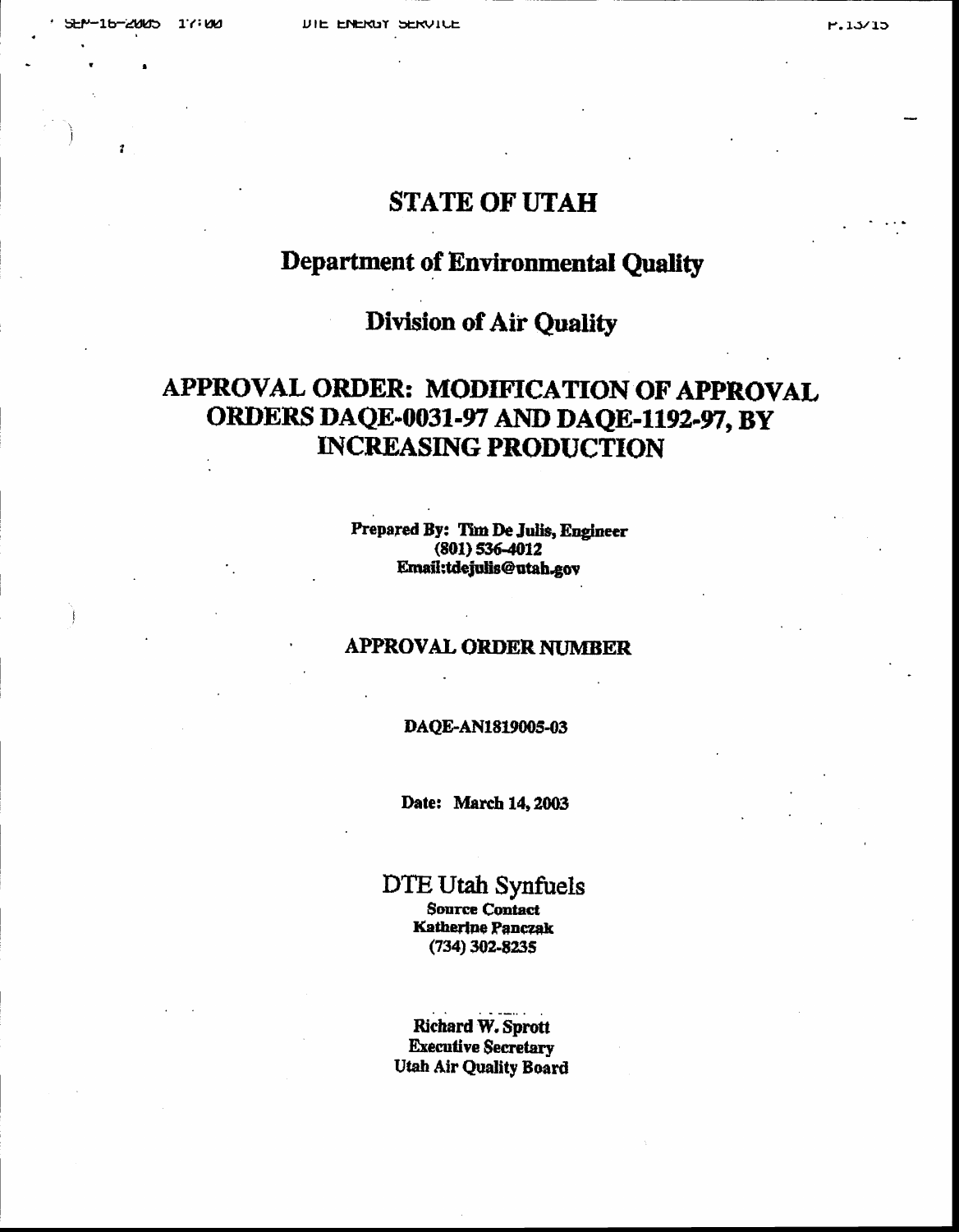# STATE OF UTAH

## Department of Environmental Quality

## Division of Air Quality

# APPROVAL ORDER: MODIFICATION OF APPROVAL ORDERS DAQE-0031-97 AND DAQE-1192-97, BY INCREASING PRODUCTION

**Prepared By: Tim De Julis, Engineer**
**(801) 536-4012**
**Email:tdejulis@utah.gov**

## APPROVAL ORDER NUMBER

**DAQE-AN1819005-03**

**Date: March 14, 2003**

DTE Utah Synfuels
**Source Contact**
**Katherine Panczak**
**(734) 302-8235**

**Richard W. Sprott**
**Executive Secretary**
**Utah Air Quality Board**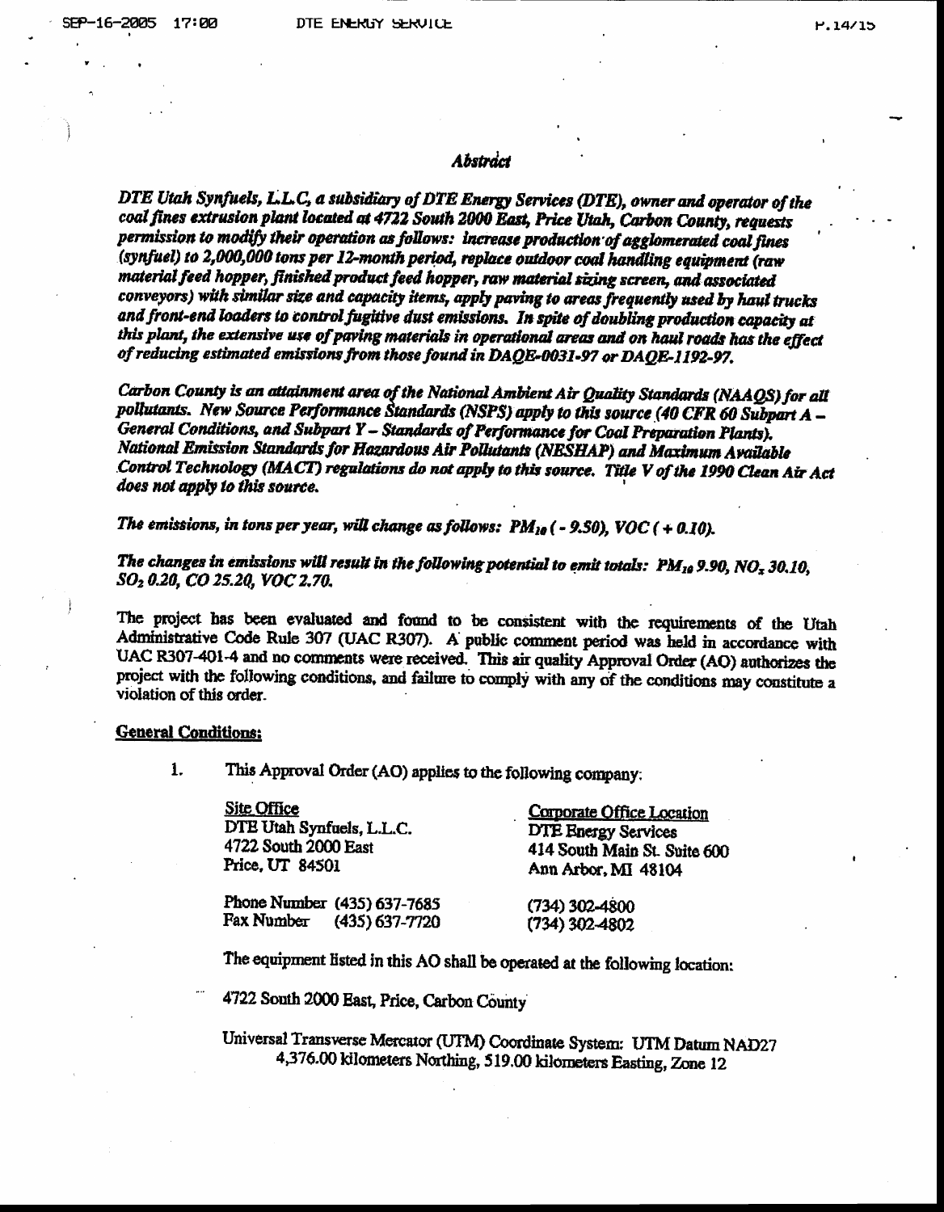### *Abstract*

*DTE Utah Synfuels, L.L.C, a subsidiary of DTE Energy Services (DTE), owner and operator of the coal fines extrusion plant located at 4722 South 2000 East, Price Utah, Carbon County, requests permission to modify their operation as follows: increase production of agglomerated coal fines (synfuel) to 2,000,000 tons per 12-month period, replace outdoor coal handling equipment (raw material feed hopper, finished product feed hopper, raw material sizing screen, and associated conveyors) with similar size and capacity items, apply paving to areas frequently used by haul trucks and front-end loaders to control fugitive dust emissions. In spite of doubling production capacity at this plant, the extensive use of paving materials in operational areas and on haul roads has the effect of reducing estimated emissions from those found in DAQE-0031-97 or DAQE-1192-97.*

*Carbon County is an attainment area of the National Ambient Air Quality Standards (NAAQS) for all pollutants. New Source Performance Standards (NSPS) apply to this source (40 CFR 60 Subpart A – General Conditions, and Subpart Y – Standards of Performance for Coal Preparation Plants). National Emission Standards for Hazardous Air Pollutants (NESHAP) and Maximum Available Control Technology (MACT) regulations do not apply to this source. Title V of the 1990 Clean Air Act does not apply to this source.*

*The emissions, in tons per year, will change as follows: $PM_{10}$ ( - 9.50), VOC ( + 0.10).*

*The changes in emissions will result in the following potential to emit totals: $PM_{10}$ 9.90, $NO_x$ 30.10, $SO_2$ 0.20, CO 25.20, VOC 2.70.*

The project has been evaluated and found to be consistent with the requirements of the Utah Administrative Code Rule 307 (UAC R307). A public comment period was held in accordance with UAC R307-401-4 and no comments were received. This air quality Approval Order (AO) authorizes the project with the following conditions, and failure to comply with any of the conditions may constitute a violation of this order.

**General Conditions:**

1. This Approval Order (AO) applies to the following company:

| Site Office | Corporate Office Location |
|---|---|
| DTE Utah Synfuels, L.L.C. | DTE Energy Services |
| 4722 South 2000 East | 414 South Main St. Suite 600 |
| Price, UT 84501 | Ann Arbor, MI 48104 |
| Phone Number (435) 637-7685 | (734) 302-4800 |
| Fax Number (435) 637-7720 | (734) 302-4802 |

The equipment listed in this AO shall be operated at the following location:

4722 South 2000 East, Price, Carbon County

Universal Transverse Mercator (UTM) Coordinate System: UTM Datum NAD27
4,376.00 kilometers Northing, 519.00 kilometers Easting, Zone 12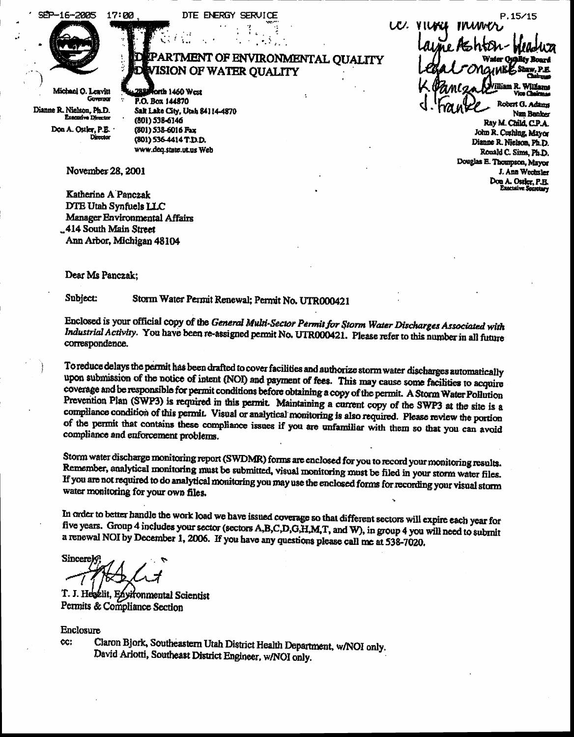SEP-16-2005 17:00 DTE ENERGY SERVICE

cc: Vicky Minner
Layne Ashton-Headura
Leal Ongunke
K Panczak
J. Franke

# DEPARTMENT OF ENVIRONMENTAL QUALITY
## DIVISION OF WATER QUALITY

Michael O. Leavitt
Governor

Dianne R. Nielson, Ph.D.
Executive Director

Don A. Ostler, P.E.
Director

288 North 1460 West
P.O. Box 144870
Salt Lake City, Utah 84114-4870
(801) 538-6146
(801) 538-6016 Fax
(801) 536-4414 T.D.D.
www.deq.state.ut.us Web

Water Quality Board
Shaw, P.E.
Chairman
William R. Williams
Vice Chairman
Robert G. Adams
Nan Bunker
Ray M. Child, C.P.A.
John R. Cushing, Mayor
Dianne R. Nielson, Ph.D.
Ronald C. Sims, Ph.D.
Douglas E. Thompson, Mayor
J. Ann Wechsler
Don A. Ostler, P.E.
Executive Secretary

November 28, 2001

Katherine A Panczak
DTE Utah Synfuels LLC
Manager Environmental Affairs
414 South Main Street
Ann Arbor, Michigan 48104

Dear Ms Panczak;

Subject: Storm Water Permit Renewal; Permit No. UTR000421

Enclosed is your official copy of the *General Multi-Sector Permit for Storm Water Discharges Associated with Industrial Activity.* You have been re-assigned permit No. UTR000421. Please refer to this number in all future correspondence.

To reduce delays the permit has been drafted to cover facilities and authorize storm water discharges automatically upon submission of the notice of intent (NOI) and payment of fees. This may cause some facilities to acquire coverage and be responsible for permit conditions before obtaining a copy of the permit. A Storm Water Pollution Prevention Plan (SWP3) is required in this permit. Maintaining a current copy of the SWP3 at the site is a compliance condition of this permit. Visual or analytical monitoring is also required. Please review the portion of the permit that contains these compliance issues if you are unfamiliar with them so that you can avoid compliance and enforcement problems.

Storm water discharge monitoring report (SWDMR) forms are enclosed for you to record your monitoring results. Remember, analytical monitoring must be submitted, visual monitoring must be filed in your storm water files. If you are not required to do analytical monitoring you may use the enclosed forms for recording your visual storm water monitoring for your own files.

In order to better handle the work load we have issued coverage so that different sectors will expire each year for five years. Group 4 includes your sector (sectors A,B,C,D,G,H,M,T, and W), in group 4 you will need to submit a renewal NOI by December 1, 2006. If you have any questions please call me at 538-7020.

Sincerely,

T. J. Hegzlit, Environmental Scientist
Permits & Compliance Section

Enclosure

cc: Claron Bjork, Southeastern Utah District Health Department, w/NOI only.
David Ariotti, Southeast District Engineer, w/NOI only.